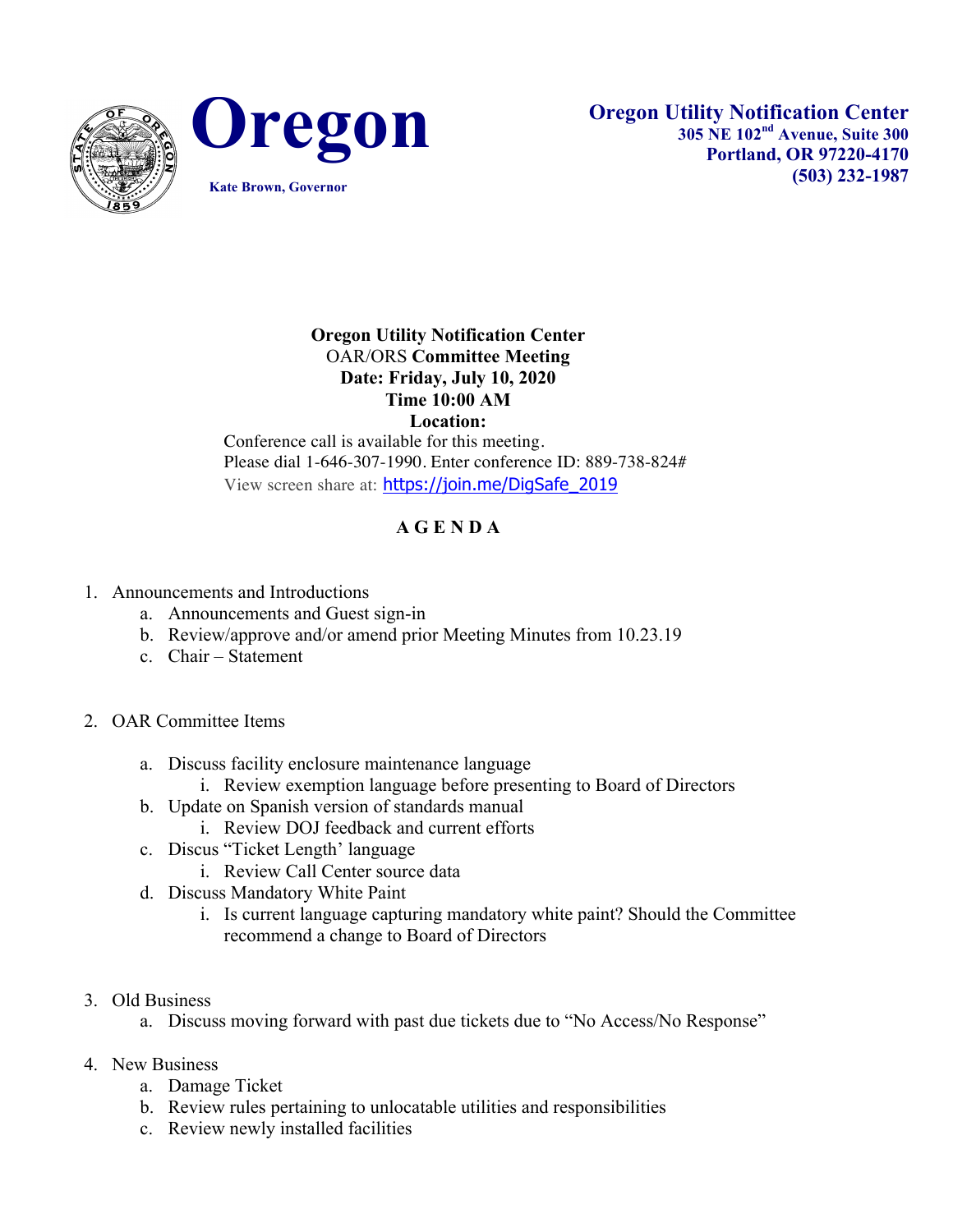# Oregon

Kate Brown, Governor

**Oregon Utility Notification Center**
**305 NE 102nd Avenue, Suite 300**
**Portland, OR 97220-4170**
**(503) 232-1987**

**Oregon Utility Notification Center**
OAR/ORS **Committee Meeting**
**Date: Friday, July 10, 2020**
**Time 10:00 AM**
**Location:**

Conference call is available for this meeting.
Please dial 1-646-307-1990. Enter conference ID: 889-738-824#
View screen share at: https://join.me/DigSafe_2019

## A G E N D A

1. Announcements and Introductions
   a. Announcements and Guest sign-in
   b. Review/approve and/or amend prior Meeting Minutes from 10.23.19
   c. Chair – Statement

2. OAR Committee Items
   a. Discuss facility enclosure maintenance language
      i. Review exemption language before presenting to Board of Directors
   b. Update on Spanish version of standards manual
      i. Review DOJ feedback and current efforts
   c. Discus "Ticket Length' language
      i. Review Call Center source data
   d. Discuss Mandatory White Paint
      i. Is current language capturing mandatory white paint? Should the Committee recommend a change to Board of Directors

3. Old Business
   a. Discuss moving forward with past due tickets due to "No Access/No Response"

4. New Business
   a. Damage Ticket
   b. Review rules pertaining to unlocatable utilities and responsibilities
   c. Review newly installed facilities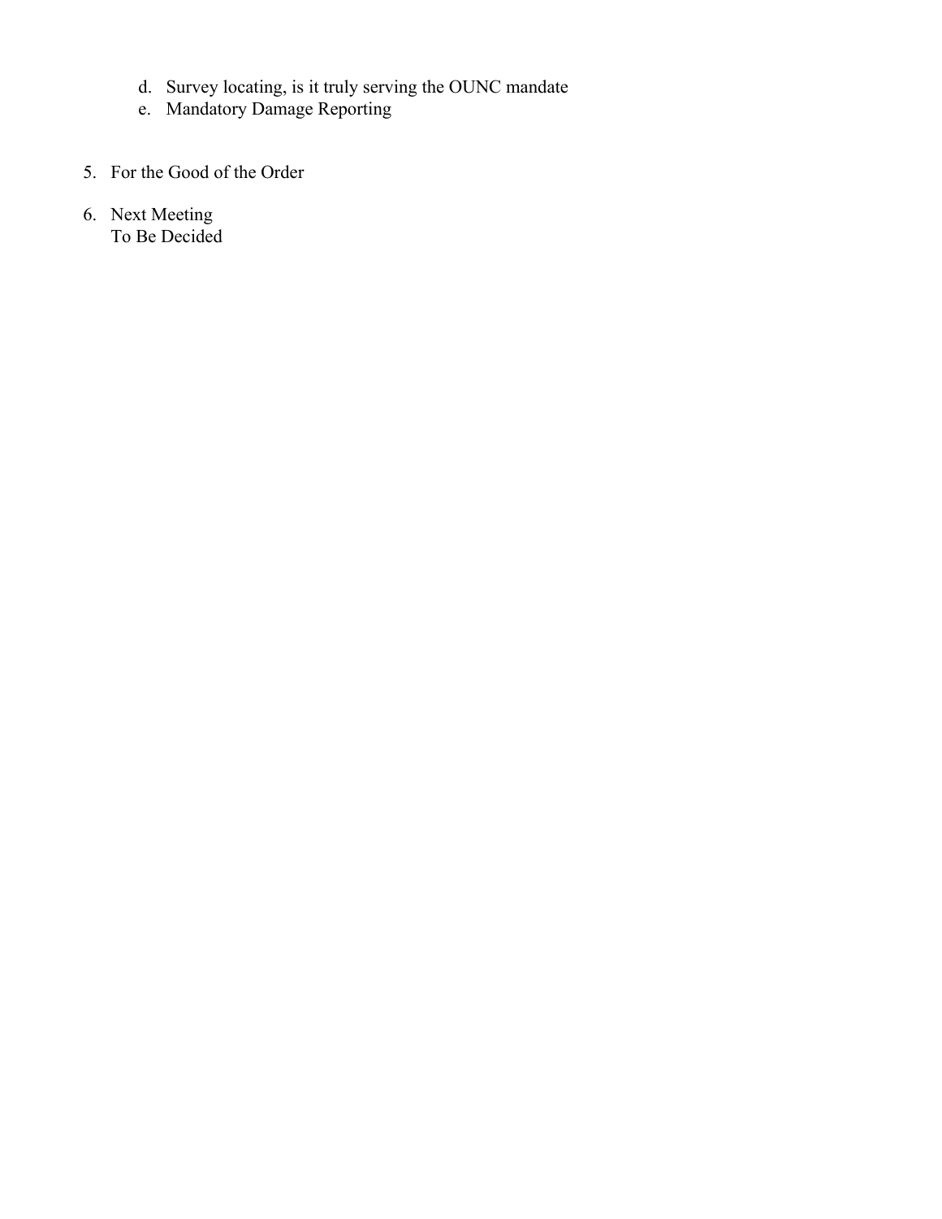d. Survey locating, is it truly serving the OUNC mandate
   e. Mandatory Damage Reporting

5. For the Good of the Order

6. Next Meeting
   To Be Decided